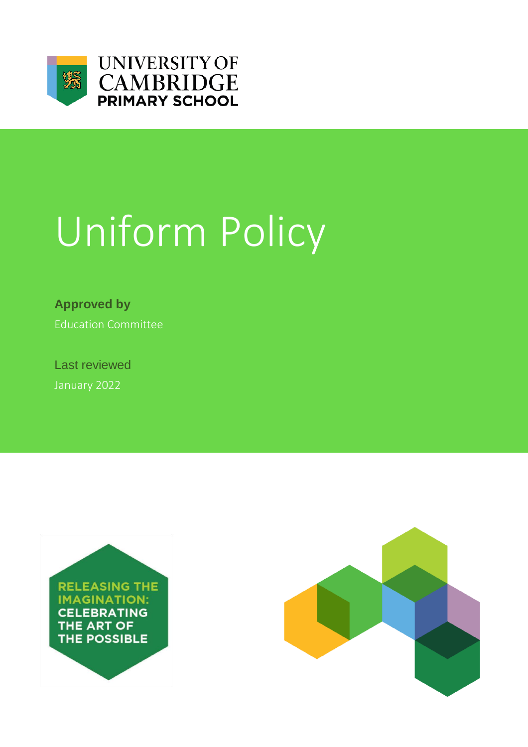UNIVERSITY OF CAMBRIDGE PRIMARY SCHOOL

# Uniform Policy

**Approved by**

Education Committee

Last reviewed

January 2022

RELEASING THE IMAGINATION: CELEBRATING THE ART OF THE POSSIBLE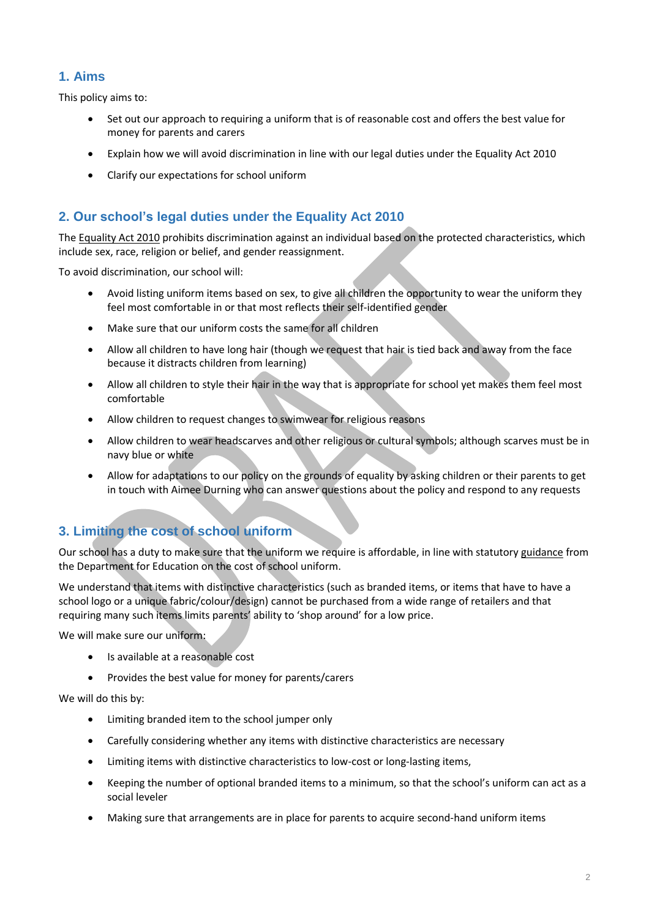## 1. Aims

This policy aims to:

- Set out our approach to requiring a uniform that is of reasonable cost and offers the best value for money for parents and carers
- Explain how we will avoid discrimination in line with our legal duties under the Equality Act 2010
- Clarify our expectations for school uniform

## 2. Our school's legal duties under the Equality Act 2010

The Equality Act 2010 prohibits discrimination against an individual based on the protected characteristics, which include sex, race, religion or belief, and gender reassignment.

To avoid discrimination, our school will:

- Avoid listing uniform items based on sex, to give all children the opportunity to wear the uniform they feel most comfortable in or that most reflects their self-identified gender
- Make sure that our uniform costs the same for all children
- Allow all children to have long hair (though we request that hair is tied back and away from the face because it distracts children from learning)
- Allow all children to style their hair in the way that is appropriate for school yet makes them feel most comfortable
- Allow children to request changes to swimwear for religious reasons
- Allow children to wear headscarves and other religious or cultural symbols; although scarves must be in navy blue or white
- Allow for adaptations to our policy on the grounds of equality by asking children or their parents to get in touch with Aimee Durning who can answer questions about the policy and respond to any requests

## 3. Limiting the cost of school uniform

Our school has a duty to make sure that the uniform we require is affordable, in line with statutory guidance from the Department for Education on the cost of school uniform.

We understand that items with distinctive characteristics (such as branded items, or items that have to have a school logo or a unique fabric/colour/design) cannot be purchased from a wide range of retailers and that requiring many such items limits parents' ability to 'shop around' for a low price.

We will make sure our uniform:

- Is available at a reasonable cost
- Provides the best value for money for parents/carers

We will do this by:

- Limiting branded item to the school jumper only
- Carefully considering whether any items with distinctive characteristics are necessary
- Limiting items with distinctive characteristics to low-cost or long-lasting items,
- Keeping the number of optional branded items to a minimum, so that the school's uniform can act as a social leveler
- Making sure that arrangements are in place for parents to acquire second-hand uniform items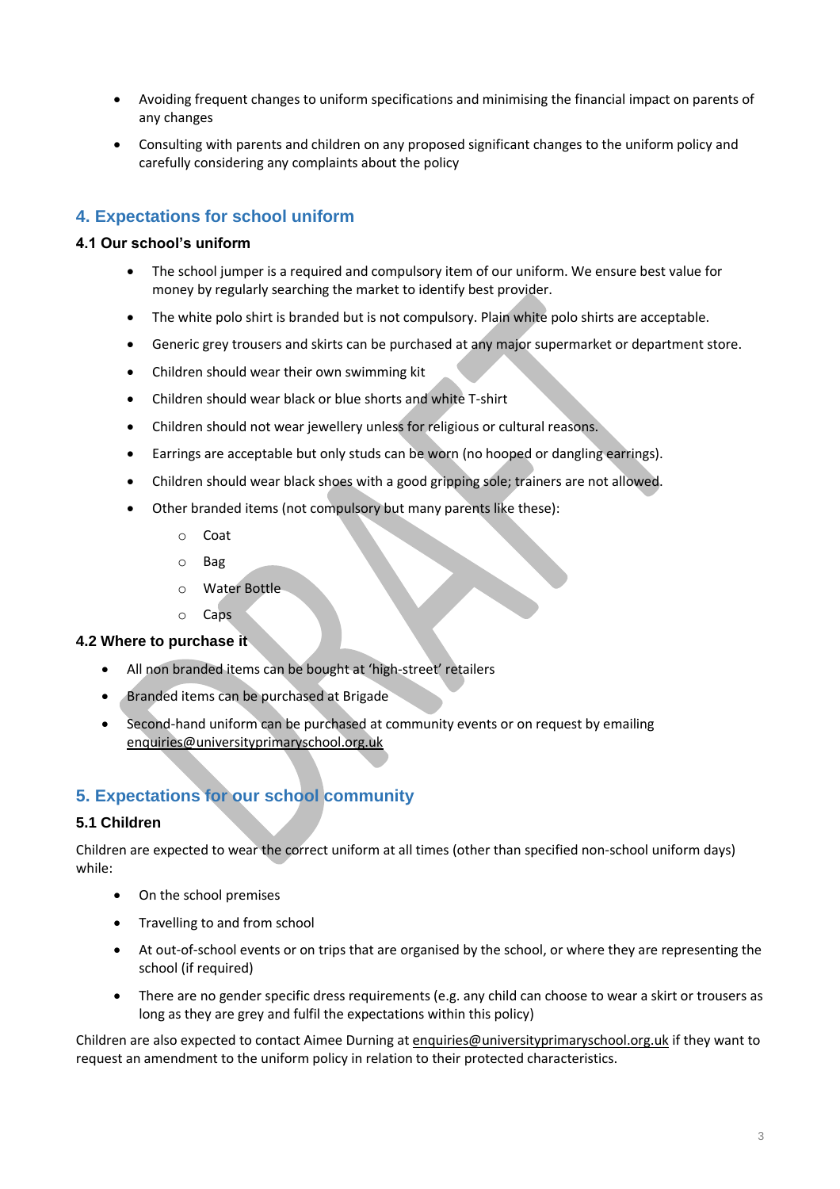- Avoiding frequent changes to uniform specifications and minimising the financial impact on parents of any changes
- Consulting with parents and children on any proposed significant changes to the uniform policy and carefully considering any complaints about the policy

## 4. Expectations for school uniform

### 4.1 Our school's uniform

- The school jumper is a required and compulsory item of our uniform. We ensure best value for money by regularly searching the market to identify best provider.
- The white polo shirt is branded but is not compulsory. Plain white polo shirts are acceptable.
- Generic grey trousers and skirts can be purchased at any major supermarket or department store.
- Children should wear their own swimming kit
- Children should wear black or blue shorts and white T-shirt
- Children should not wear jewellery unless for religious or cultural reasons.
- Earrings are acceptable but only studs can be worn (no hooped or dangling earrings).
- Children should wear black shoes with a good gripping sole; trainers are not allowed.
- Other branded items (not compulsory but many parents like these):
  - Coat
  - Bag
  - Water Bottle
  - Caps

### 4.2 Where to purchase it

- All non branded items can be bought at 'high-street' retailers
- Branded items can be purchased at Brigade
- Second-hand uniform can be purchased at community events or on request by emailing enquiries@universityprimaryschool.org.uk

## 5. Expectations for our school community

### 5.1 Children

Children are expected to wear the correct uniform at all times (other than specified non-school uniform days) while:

- On the school premises
- Travelling to and from school
- At out-of-school events or on trips that are organised by the school, or where they are representing the school (if required)
- There are no gender specific dress requirements (e.g. any child can choose to wear a skirt or trousers as long as they are grey and fulfil the expectations within this policy)

Children are also expected to contact Aimee Durning at enquiries@universityprimaryschool.org.uk if they want to request an amendment to the uniform policy in relation to their protected characteristics.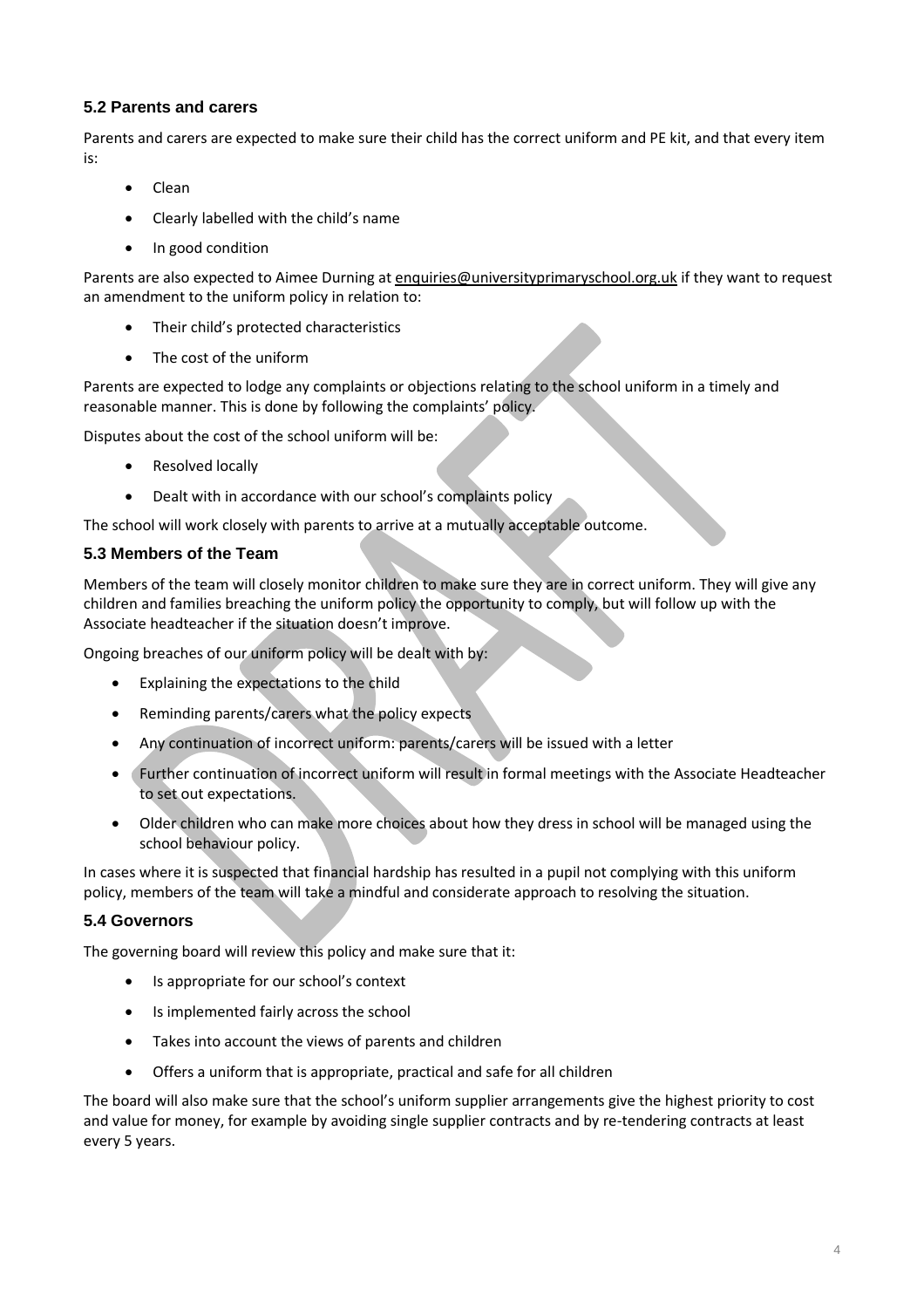### 5.2 Parents and carers

Parents and carers are expected to make sure their child has the correct uniform and PE kit, and that every item is:

- Clean
- Clearly labelled with the child's name
- In good condition

Parents are also expected to Aimee Durning at enquiries@universityprimaryschool.org.uk if they want to request an amendment to the uniform policy in relation to:

- Their child's protected characteristics
- The cost of the uniform

Parents are expected to lodge any complaints or objections relating to the school uniform in a timely and reasonable manner. This is done by following the complaints' policy.

Disputes about the cost of the school uniform will be:

- Resolved locally
- Dealt with in accordance with our school's complaints policy

The school will work closely with parents to arrive at a mutually acceptable outcome.

### 5.3 Members of the Team

Members of the team will closely monitor children to make sure they are in correct uniform. They will give any children and families breaching the uniform policy the opportunity to comply, but will follow up with the Associate headteacher if the situation doesn't improve.

Ongoing breaches of our uniform policy will be dealt with by:

- Explaining the expectations to the child
- Reminding parents/carers what the policy expects
- Any continuation of incorrect uniform: parents/carers will be issued with a letter
- Further continuation of incorrect uniform will result in formal meetings with the Associate Headteacher to set out expectations.
- Older children who can make more choices about how they dress in school will be managed using the school behaviour policy.

In cases where it is suspected that financial hardship has resulted in a pupil not complying with this uniform policy, members of the team will take a mindful and considerate approach to resolving the situation.

### 5.4 Governors

The governing board will review this policy and make sure that it:

- Is appropriate for our school's context
- Is implemented fairly across the school
- Takes into account the views of parents and children
- Offers a uniform that is appropriate, practical and safe for all children

The board will also make sure that the school's uniform supplier arrangements give the highest priority to cost and value for money, for example by avoiding single supplier contracts and by re-tendering contracts at least every 5 years.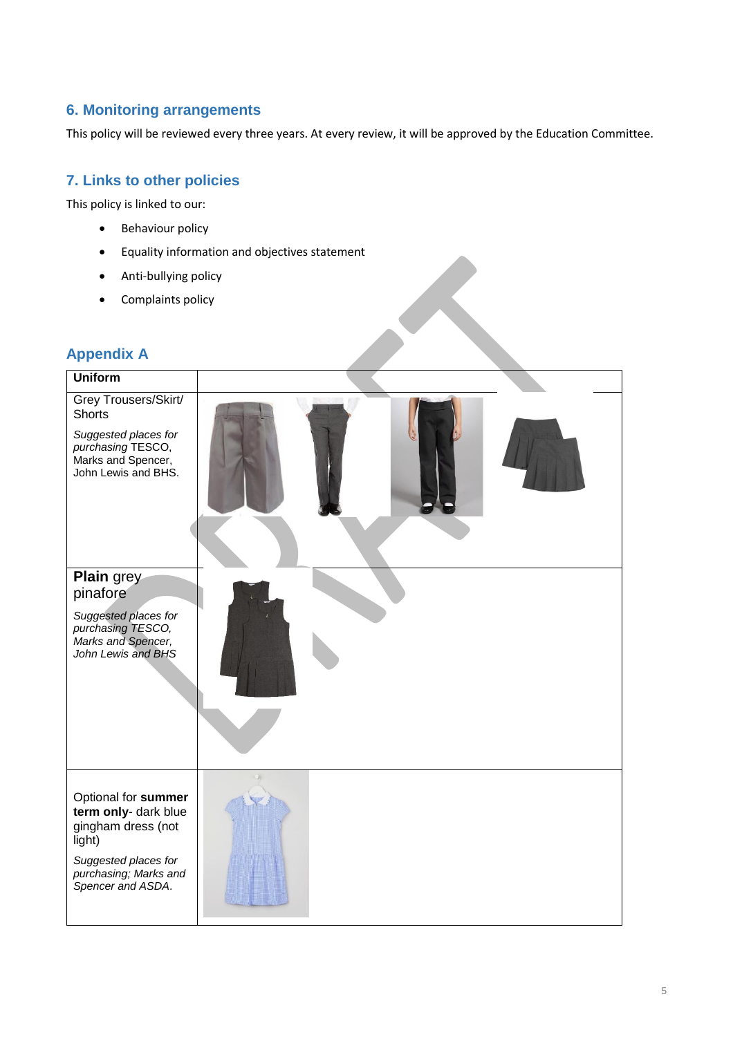## 6. Monitoring arrangements

This policy will be reviewed every three years. At every review, it will be approved by the Education Committee.

## 7. Links to other policies

This policy is linked to our:

- Behaviour policy
- Equality information and objectives statement
- Anti-bullying policy
- Complaints policy

## Appendix A

| **Uniform** | |
|---|---|
| Grey Trousers/Skirt/ Shorts<br>*Suggested places for purchasing* TESCO, Marks and Spencer, John Lewis and BHS. | |
| **Plain** grey pinafore<br>*Suggested places for purchasing TESCO, Marks and Spencer, John Lewis and BHS* | |
| Optional for **summer term only**- dark blue gingham dress (not light)<br>*Suggested places for purchasing; Marks and Spencer and ASDA.* | |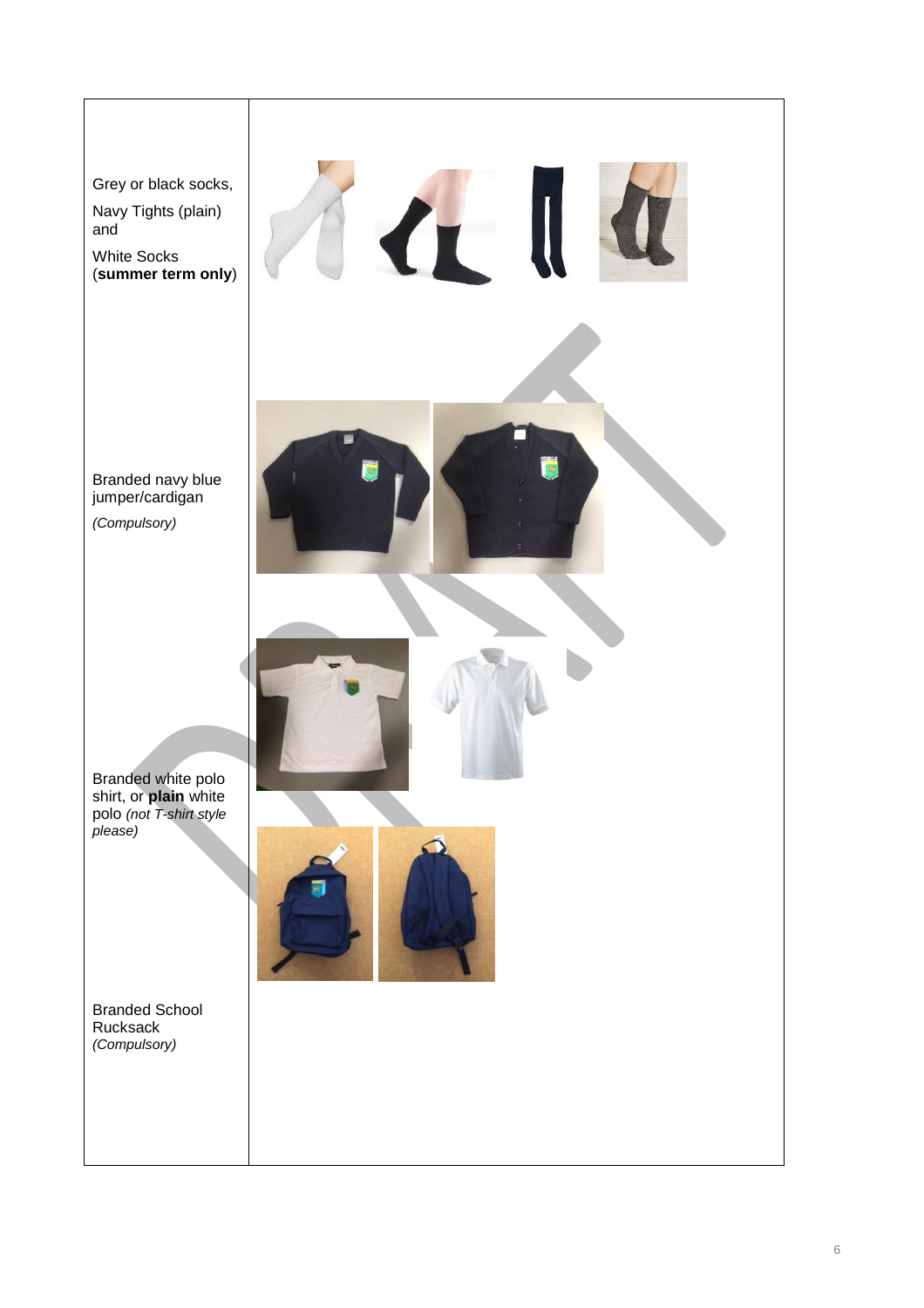| | |
|---|---|
| Grey or black socks,<br>Navy Tights (plain) and<br>White Socks (**summer term only**) | |
| Branded navy blue jumper/cardigan<br>*(Compulsory)* | |
| Branded white polo shirt, or **plain** white polo *(not T-shirt style please)* | |
| Branded School Rucksack<br>*(Compulsory)* | |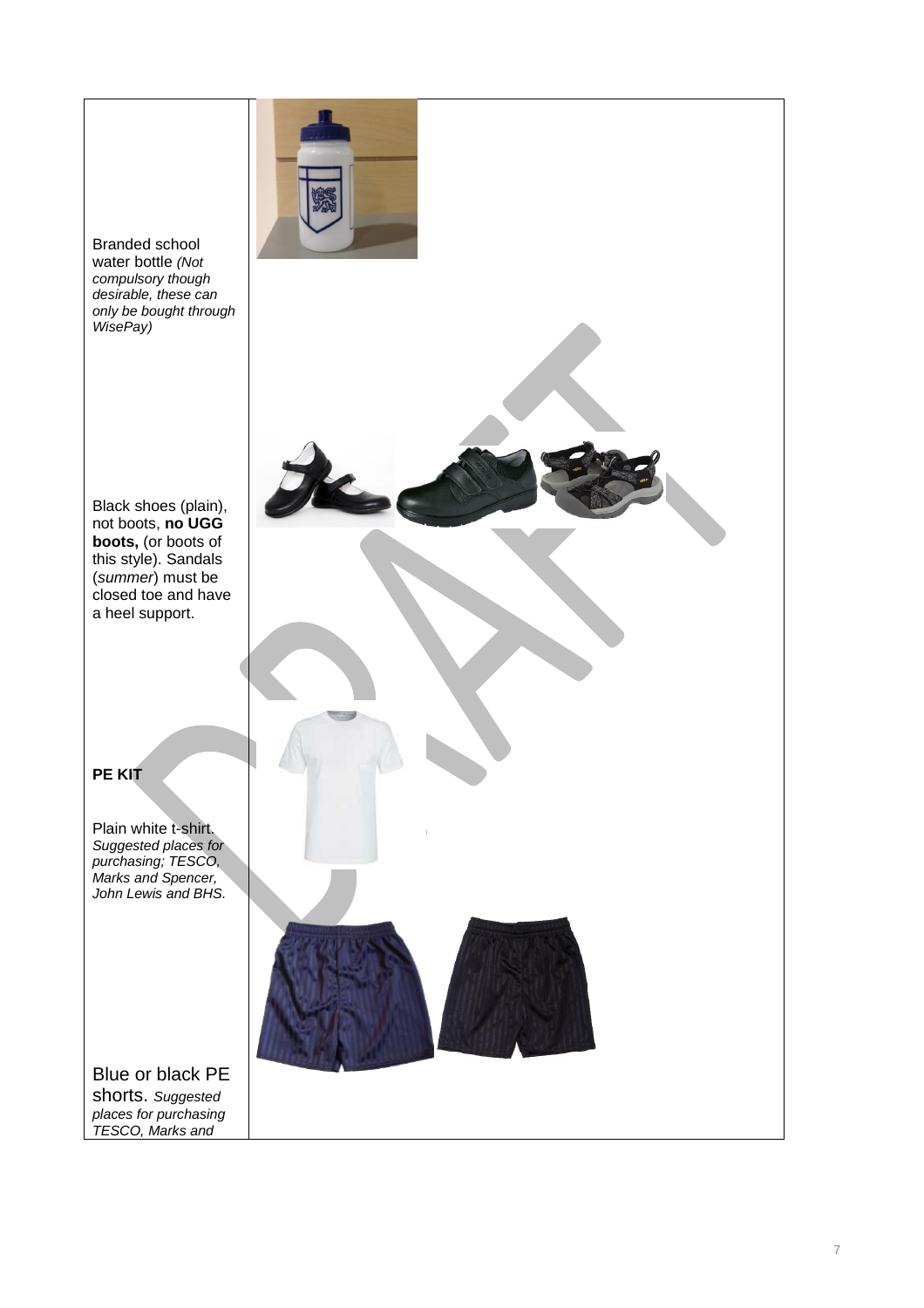Branded school water bottle *(Not compulsory though desirable, these can only be bought through WisePay)*

Black shoes (plain), not boots, **no UGG boots,** (or boots of this style). Sandals (*summer*) must be closed toe and have a heel support.

**PE KIT**

Plain white t-shirt. *Suggested places for purchasing; TESCO, Marks and Spencer, John Lewis and BHS.*

Blue or black PE shorts. *Suggested places for purchasing TESCO, Marks and*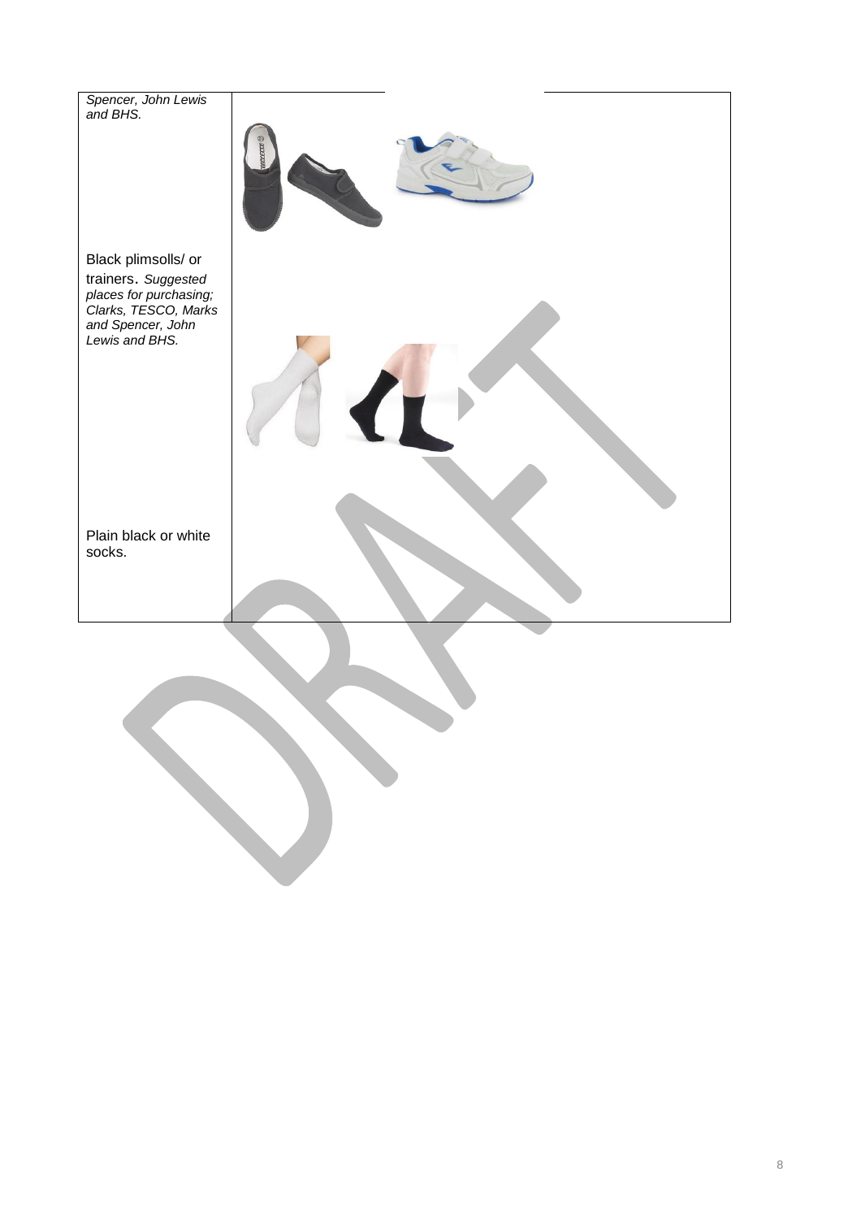| | |
|---|---|
| *Spencer, John Lewis and BHS.* | |
| Black plimsolls/ or trainers. *Suggested places for purchasing; Clarks, TESCO, Marks and Spencer, John Lewis and BHS.* | |
| Plain black or white socks. | |

DRAFT